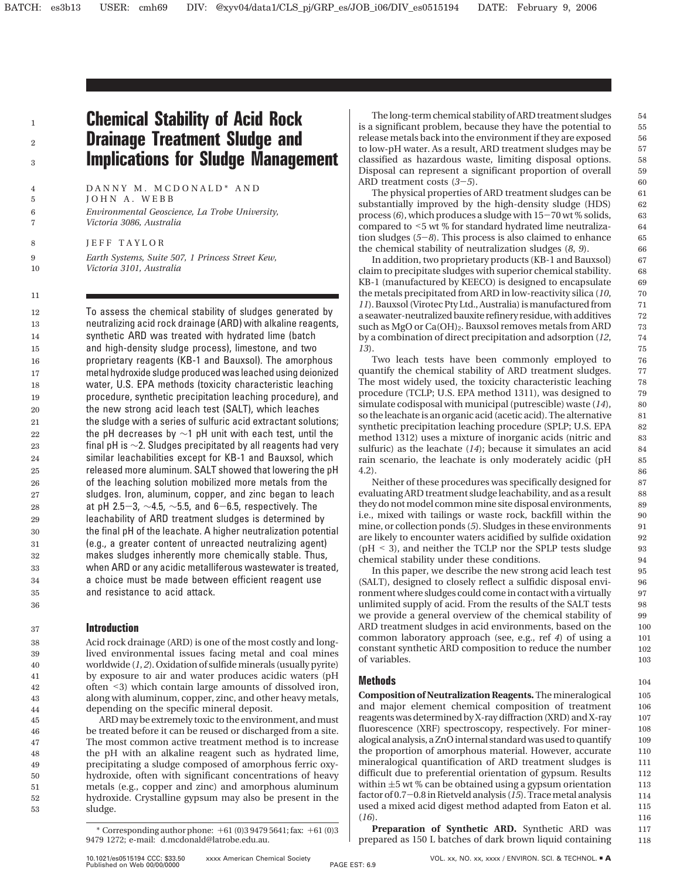# Chemical Stability of Acid Rock Drainage Treatment Sludge and Implications for Sludge Management

DANNY M. MCDONALD* AND JOHN A. WEBB

*Environmental Geoscience, La Trobe University, Victoria 3086, Australia*

JEFF TAYLOR

*Earth Systems, Suite 507, 1 Princess Street Kew, Victoria 3101, Australia*

To assess the chemical stability of sludges generated by neutralizing acid rock drainage (ARD) with alkaline reagents, synthetic ARD was treated with hydrated lime (batch and high-density sludge process), limestone, and two proprietary reagents (KB-1 and Bauxsol). The amorphous metal hydroxide sludge produced was leached using deionized water, U.S. EPA methods (toxicity characteristic leaching procedure, synthetic precipitation leaching procedure), and the new strong acid leach test (SALT), which leaches the sludge with a series of sulfuric acid extractant solutions; the pH decreases by ~1 pH unit with each test, until the final pH is ~2. Sludges precipitated by all reagents had very similar leachabilities except for KB-1 and Bauxsol, which released more aluminum. SALT showed that lowering the pH of the leaching solution mobilized more metals from the sludges. Iron, aluminum, copper, and zinc began to leach at pH 2.5−3, ~4.5, ~5.5, and 6−6.5, respectively. The leachability of ARD treatment sludges is determined by the final pH of the leachate. A higher neutralization potential (e.g., a greater content of unreacted neutralizing agent) makes sludges inherently more chemically stable. Thus, when ARD or any acidic metalliferous wastewater is treated, a choice must be made between efficient reagent use and resistance to acid attack.

## Introduction

Acid rock drainage (ARD) is one of the most costly and long-lived environmental issues facing metal and coal mines worldwide (*1*, *2*). Oxidation of sulfide minerals (usually pyrite) by exposure to air and water produces acidic waters (pH often <3) which contain large amounts of dissolved iron, along with aluminum, copper, zinc, and other heavy metals, depending on the specific mineral deposit.

ARD may be extremely toxic to the environment, and must be treated before it can be reused or discharged from a site. The most common active treatment method is to increase the pH with an alkaline reagent such as hydrated lime, precipitating a sludge composed of amorphous ferric oxyhydroxide, often with significant concentrations of heavy metals (e.g., copper and zinc) and amorphous aluminum hydroxide. Crystalline gypsum may also be present in the sludge.

\* Corresponding author phone: +61 (0)3 9479 5641; fax: +61 (0)3 9479 1272; e-mail: d.mcdonald@latrobe.edu.au.

The long-term chemical stability of ARD treatment sludges is a significant problem, because they have the potential to release metals back into the environment if they are exposed to low-pH water. As a result, ARD treatment sludges may be classified as hazardous waste, limiting disposal options. Disposal can represent a significant proportion of overall ARD treatment costs (*3*−*5*).

The physical properties of ARD treatment sludges can be substantially improved by the high-density sludge (HDS) process (*6*), which produces a sludge with 15−70 wt % solids, compared to <5 wt % for standard hydrated lime neutralization sludges (*5*−*8*). This process is also claimed to enhance the chemical stability of neutralization sludges (*8*, *9*).

In addition, two proprietary products (KB-1 and Bauxsol) claim to precipitate sludges with superior chemical stability. KB-1 (manufactured by KEECO) is designed to encapsulate the metals precipitated from ARD in low-reactivity silica (*10*, *11*). Bauxsol (Virotec Pty Ltd., Australia) is manufactured from a seawater-neutralized bauxite refinery residue, with additives such as MgO or $Ca(OH)_2$. Bauxsol removes metals from ARD by a combination of direct precipitation and adsorption (*12*, *13*).

Two leach tests have been commonly employed to quantify the chemical stability of ARD treatment sludges. The most widely used, the toxicity characteristic leaching procedure (TCLP; U.S. EPA method 1311), was designed to simulate codisposal with municipal (putrescible) waste (*14*), so the leachate is an organic acid (acetic acid). The alternative synthetic precipitation leaching procedure (SPLP; U.S. EPA method 1312) uses a mixture of inorganic acids (nitric and sulfuric) as the leachate (*14*); because it simulates an acid rain scenario, the leachate is only moderately acidic (pH 4.2).

Neither of these procedures was specifically designed for evaluating ARD treatment sludge leachability, and as a result they do not model common mine site disposal environments, i.e., mixed with tailings or waste rock, backfill within the mine, or collection ponds (*5*). Sludges in these environments are likely to encounter waters acidified by sulfide oxidation (pH < 3), and neither the TCLP nor the SPLP tests sludge chemical stability under these conditions.

In this paper, we describe the new strong acid leach test (SALT), designed to closely reflect a sulfidic disposal environment where sludges could come in contact with a virtually unlimited supply of acid. From the results of the SALT tests we provide a general overview of the chemical stability of ARD treatment sludges in acid environments, based on the common laboratory approach (see, e.g., ref *4*) of using a constant synthetic ARD composition to reduce the number of variables.

## Methods

**Composition of Neutralization Reagents.** The mineralogical and major element chemical composition of treatment reagents was determined by X-ray diffraction (XRD) and X-ray fluorescence (XRF) spectroscopy, respectively. For mineralogical analysis, a ZnO internal standard was used to quantify the proportion of amorphous material. However, accurate mineralogical quantification of ARD treatment sludges is difficult due to preferential orientation of gypsum. Results within ±5 wt % can be obtained using a gypsum orientation factor of 0.7−0.8 in Rietveld analysis (*15*). Trace metal analysis used a mixed acid digest method adapted from Eaton et al. (*16*).

**Preparation of Synthetic ARD.** Synthetic ARD was prepared as 150 L batches of dark brown liquid containing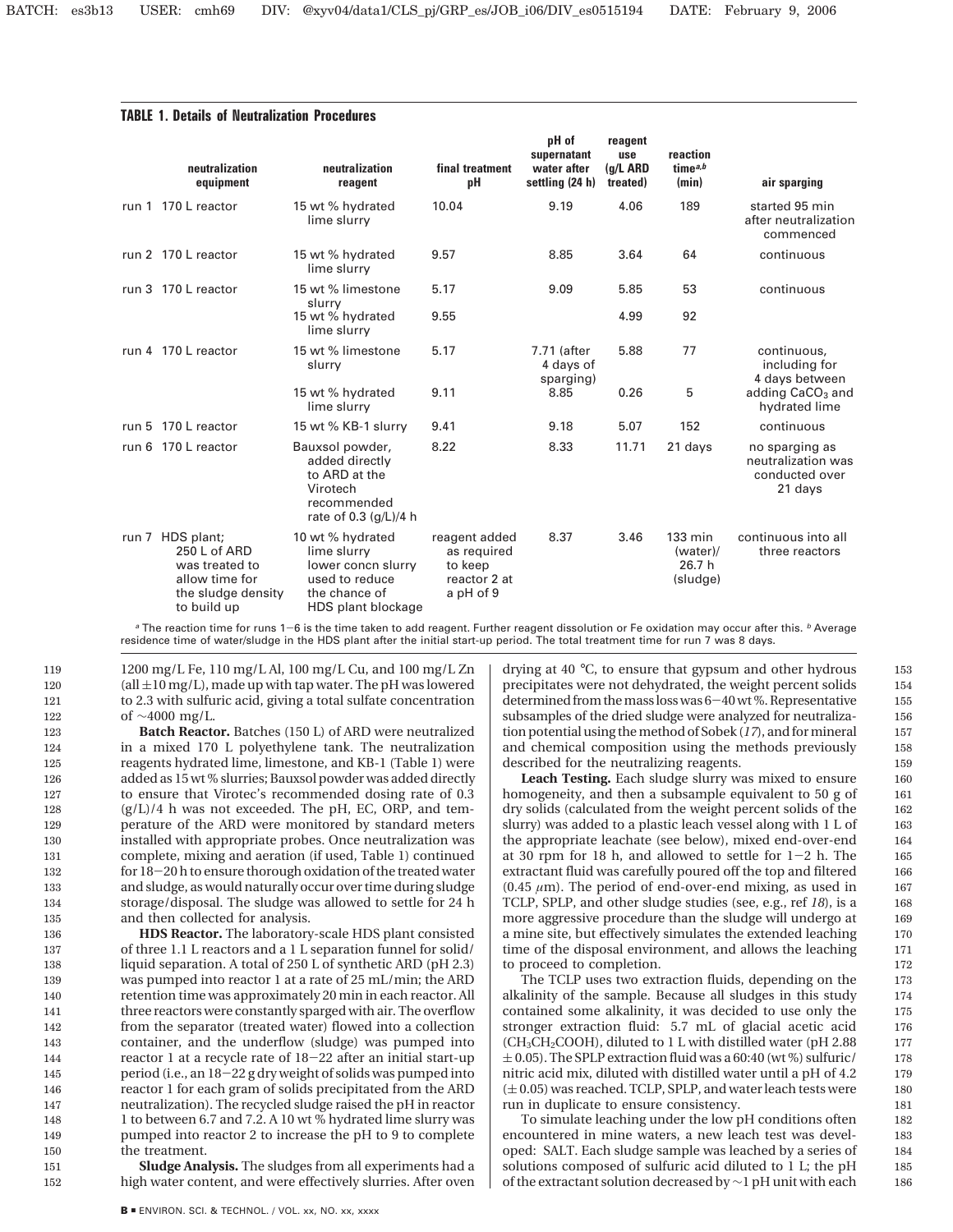**TABLE 1. Details of Neutralization Procedures**

| | neutralization equipment | neutralization reagent | final treatment pH | pH of supernatant water after settling (24 h) | reagent use (g/L ARD treated) | reaction time[a,b] (min) | air sparging |
|---|---|---|---|---|---|---|---|
| run 1 | 170 L reactor | 15 wt % hydrated lime slurry | 10.04 | 9.19 | 4.06 | 189 | started 95 min after neutralization commenced |
| run 2 | 170 L reactor | 15 wt % hydrated lime slurry | 9.57 | 8.85 | 3.64 | 64 | continuous |
| run 3 | 170 L reactor | 15 wt % limestone slurry | 5.17 | 9.09 | 5.85 | 53 | continuous |
| | | 15 wt % hydrated lime slurry | 9.55 | | 4.99 | 92 | |
| run 4 | 170 L reactor | 15 wt % limestone slurry | 5.17 | 7.71 (after 4 days of sparging) | 5.88 | 77 | continuous, including for 4 days between adding $CaCO_3$ and hydrated lime |
| | | 15 wt % hydrated lime slurry | 9.11 | 8.85 | 0.26 | 5 | |
| run 5 | 170 L reactor | 15 wt % KB-1 slurry | 9.41 | 9.18 | 5.07 | 152 | continuous |
| run 6 | 170 L reactor | Bauxsol powder, added directly to ARD at the Virotech recommended rate of 0.3 (g/L)/4 h | 8.22 | 8.33 | 11.71 | 21 days | no sparging as neutralization was conducted over 21 days |
| run 7 | HDS plant; 250 L of ARD was treated to allow time for the sludge density to build up | 10 wt % hydrated lime slurry lower concn slurry used to reduce the chance of HDS plant blockage | reagent added as required to keep reactor 2 at a pH of 9 | 8.37 | 3.46 | 133 min (water)/ 26.7 h (sludge) | continuous into all three reactors |

[a] The reaction time for runs 1−6 is the time taken to add reagent. Further reagent dissolution or Fe oxidation may occur after this. [b] Average residence time of water/sludge in the HDS plant after the initial start-up period. The total treatment time for run 7 was 8 days.

1200 mg/L Fe, 110 mg/L Al, 100 mg/L Cu, and 100 mg/L Zn (all ±10 mg/L), made up with tap water. The pH was lowered to 2.3 with sulfuric acid, giving a total sulfate concentration of ~4000 mg/L.

**Batch Reactor.** Batches (150 L) of ARD were neutralized in a mixed 170 L polyethylene tank. The neutralization reagents hydrated lime, limestone, and KB-1 (Table 1) were added as 15 wt % slurries; Bauxsol powder was added directly to ensure that Virotec's recommended dosing rate of 0.3 (g/L)/4 h was not exceeded. The pH, EC, ORP, and temperature of the ARD were monitored by standard meters installed with appropriate probes. Once neutralization was complete, mixing and aeration (if used, Table 1) continued for 18−20 h to ensure thorough oxidation of the treated water and sludge, as would naturally occur over time during sludge storage/disposal. The sludge was allowed to settle for 24 h and then collected for analysis.

**HDS Reactor.** The laboratory-scale HDS plant consisted of three 1.1 L reactors and a 1 L separation funnel for solid/liquid separation. A total of 250 L of synthetic ARD (pH 2.3) was pumped into reactor 1 at a rate of 25 mL/min; the ARD retention time was approximately 20 min in each reactor. All three reactors were constantly sparged with air. The overflow from the separator (treated water) flowed into a collection container, and the underflow (sludge) was pumped into reactor 1 at a recycle rate of 18−22 after an initial start-up period (i.e., an 18−22 g dry weight of solids was pumped into reactor 1 for each gram of solids precipitated from the ARD neutralization). The recycled sludge raised the pH in reactor 1 to between 6.7 and 7.2. A 10 wt % hydrated lime slurry was pumped into reactor 2 to increase the pH to 9 to complete the treatment.

**Sludge Analysis.** The sludges from all experiments had a high water content, and were effectively slurries. After oven drying at 40 °C, to ensure that gypsum and other hydrous precipitates were not dehydrated, the weight percent solids determined from the mass loss was 6−40 wt %. Representative subsamples of the dried sludge were analyzed for neutralization potential using the method of Sobek (*17*), and for mineral and chemical composition using the methods previously described for the neutralizing reagents.

**Leach Testing.** Each sludge slurry was mixed to ensure homogeneity, and then a subsample equivalent to 50 g of dry solids (calculated from the weight percent solids of the slurry) was added to a plastic leach vessel along with 1 L of the appropriate leachate (see below), mixed end-over-end at 30 rpm for 18 h, and allowed to settle for 1−2 h. The extractant fluid was carefully poured off the top and filtered (0.45 μm). The period of end-over-end mixing, as used in TCLP, SPLP, and other sludge studies (see, e.g., ref *18*), is a more aggressive procedure than the sludge will undergo at a mine site, but effectively simulates the extended leaching time of the disposal environment, and allows the leaching to proceed to completion.

The TCLP uses two extraction fluids, depending on the alkalinity of the sample. Because all sludges in this study contained some alkalinity, it was decided to use only the stronger extraction fluid: 5.7 mL of glacial acetic acid ($CH_3CH_2COOH$), diluted to 1 L with distilled water (pH 2.88 ± 0.05). The SPLP extraction fluid was a 60:40 (wt %) sulfuric/nitric acid mix, diluted with distilled water until a pH of 4.2 (± 0.05) was reached. TCLP, SPLP, and water leach tests were run in duplicate to ensure consistency.

To simulate leaching under the low pH conditions often encountered in mine waters, a new leach test was developed: SALT. Each sludge sample was leached by a series of solutions composed of sulfuric acid diluted to 1 L; the pH of the extractant solution decreased by ~1 pH unit with each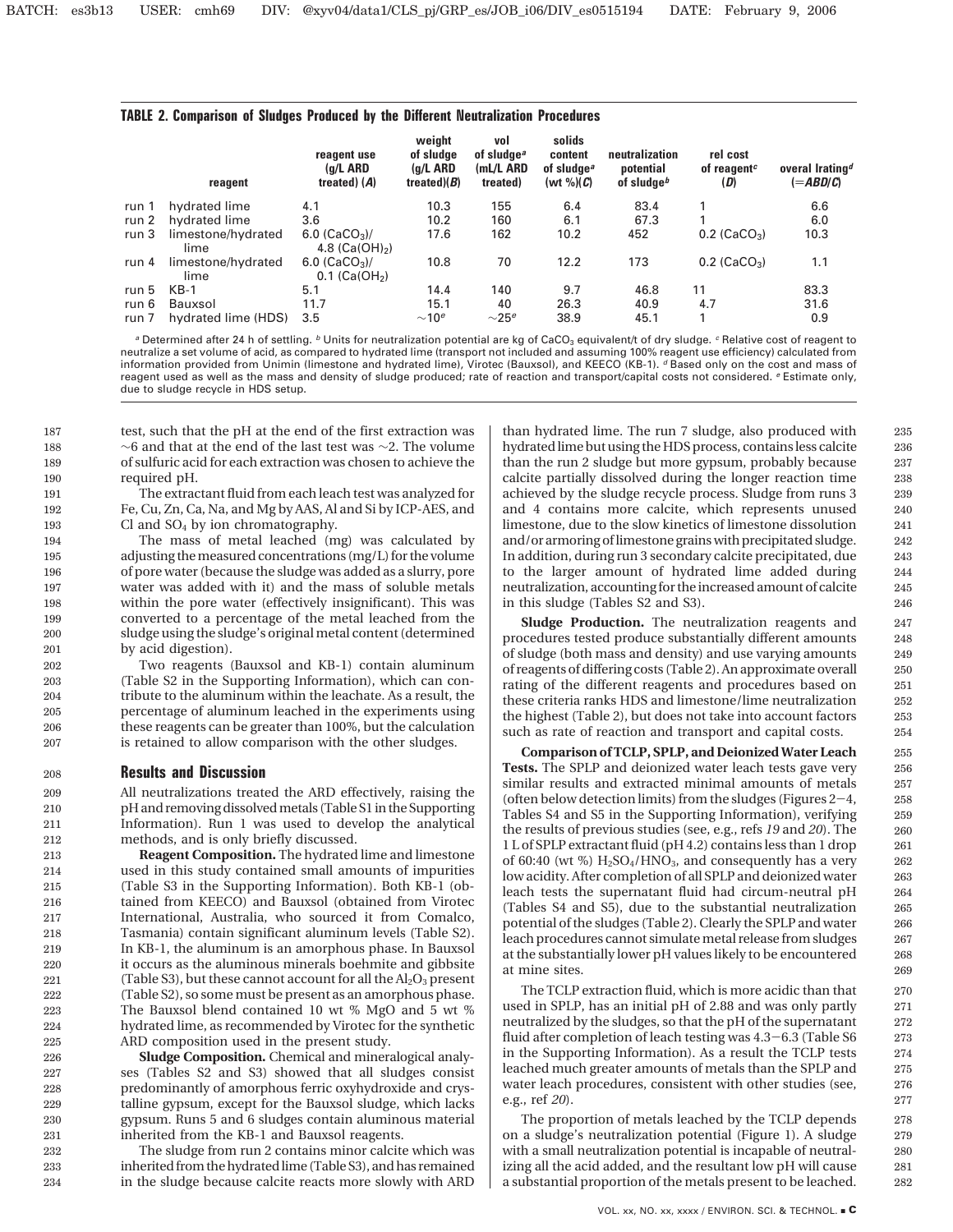**TABLE 2. Comparison of Sludges Produced by the Different Neutralization Procedures**

| | reagent | reagent use (g/L ARD treated) (*A*) | weight of sludge (g/L ARD treated)(*B*) | vol of sludge[a] (mL/L ARD treated) | solids content of sludge[a] (wt %)(*C*) | neutralization potential of sludge[b] | rel cost of reagent[c] (*D*) | overal Irating[d] (=*ABD*/*C*) |
|---|---|---|---|---|---|---|---|---|
| run 1 | hydrated lime | 4.1 | 10.3 | 155 | 6.4 | 83.4 | 1 | 6.6 |
| run 2 | hydrated lime | 3.6 | 10.2 | 160 | 6.1 | 67.3 | 1 | 6.0 |
| run 3 | limestone/hydrated lime | 6.0 ($CaCO_3$)/ 4.8 ($Ca(OH)_2$) | 17.6 | 162 | 10.2 | 452 | 0.2 ($CaCO_3$) | 10.3 |
| run 4 | limestone/hydrated lime | 6.0 ($CaCO_3$)/ 0.1 ($Ca(OH_2$) | 10.8 | 70 | 12.2 | 173 | 0.2 ($CaCO_3$) | 1.1 |
| run 5 | KB-1 | 5.1 | 14.4 | 140 | 9.7 | 46.8 | 11 | 83.3 |
| run 6 | Bauxsol | 11.7 | 15.1 | 40 | 26.3 | 40.9 | 4.7 | 31.6 |
| run 7 | hydrated lime (HDS) | 3.5 | ~10[e] | ~25[e] | 38.9 | 45.1 | 1 | 0.9 |

[a] Determined after 24 h of settling. [b] Units for neutralization potential are kg of $CaCO_3$ equivalent/t of dry sludge. [c] Relative cost of reagent to neutralize a set volume of acid, as compared to hydrated lime (transport not included and assuming 100% reagent use efficiency) calculated from information provided from Unimin (limestone and hydrated lime), Virotec (Bauxsol), and KEECO (KB-1). [d] Based only on the cost and mass of reagent used as well as the mass and density of sludge produced; rate of reaction and transport/capital costs not considered. [e] Estimate only, due to sludge recycle in HDS setup.

test, such that the pH at the end of the first extraction was ~6 and that at the end of the last test was ~2. The volume of sulfuric acid for each extraction was chosen to achieve the required pH.

The extractant fluid from each leach test was analyzed for Fe, Cu, Zn, Ca, Na, and Mg by AAS, Al and Si by ICP-AES, and Cl and $SO_4$ by ion chromatography.

The mass of metal leached (mg) was calculated by adjusting the measured concentrations (mg/L) for the volume of pore water (because the sludge was added as a slurry, pore water was added with it) and the mass of soluble metals within the pore water (effectively insignificant). This was converted to a percentage of the metal leached from the sludge using the sludge's original metal content (determined by acid digestion).

Two reagents (Bauxsol and KB-1) contain aluminum (Table S2 in the Supporting Information), which can contribute to the aluminum within the leachate. As a result, the percentage of aluminum leached in the experiments using these reagents can be greater than 100%, but the calculation is retained to allow comparison with the other sludges.

## Results and Discussion

All neutralizations treated the ARD effectively, raising the pH and removing dissolved metals (Table S1 in the Supporting Information). Run 1 was used to develop the analytical methods, and is only briefly discussed.

**Reagent Composition.** The hydrated lime and limestone used in this study contained small amounts of impurities (Table S3 in the Supporting Information). Both KB-1 (obtained from KEECO) and Bauxsol (obtained from Virotec International, Australia, who sourced it from Comalco, Tasmania) contain significant aluminum levels (Table S2). In KB-1, the aluminum is an amorphous phase. In Bauxsol it occurs as the aluminous minerals boehmite and gibbsite (Table S3), but these cannot account for all the $Al_2O_3$ present (Table S2), so some must be present as an amorphous phase. The Bauxsol blend contained 10 wt % MgO and 5 wt % hydrated lime, as recommended by Virotec for the synthetic ARD composition used in the present study.

**Sludge Composition.** Chemical and mineralogical analyses (Tables S2 and S3) showed that all sludges consist predominantly of amorphous ferric oxyhydroxide and crystalline gypsum, except for the Bauxsol sludge, which lacks gypsum. Runs 5 and 6 sludges contain aluminous material inherited from the KB-1 and Bauxsol reagents.

The sludge from run 2 contains minor calcite which was inherited from the hydrated lime (Table S3), and has remained in the sludge because calcite reacts more slowly with ARD than hydrated lime. The run 7 sludge, also produced with hydrated lime but using the HDS process, contains less calcite than the run 2 sludge but more gypsum, probably because calcite partially dissolved during the longer reaction time achieved by the sludge recycle process. Sludge from runs 3 and 4 contains more calcite, which represents unused limestone, due to the slow kinetics of limestone dissolution and/or armoring of limestone grains with precipitated sludge. In addition, during run 3 secondary calcite precipitated, due to the larger amount of hydrated lime added during neutralization, accounting for the increased amount of calcite in this sludge (Tables S2 and S3).

**Sludge Production.** The neutralization reagents and procedures tested produce substantially different amounts of sludge (both mass and density) and use varying amounts of reagents of differing costs (Table 2). An approximate overall rating of the different reagents and procedures based on these criteria ranks HDS and limestone/lime neutralization the highest (Table 2), but does not take into account factors such as rate of reaction and transport and capital costs.

**Comparison of TCLP, SPLP, and Deionized Water Leach Tests.** The SPLP and deionized water leach tests gave very similar results and extracted minimal amounts of metals (often below detection limits) from the sludges (Figures 2−4, Tables S4 and S5 in the Supporting Information), verifying the results of previous studies (see, e.g., refs *19* and *20*). The 1 L of SPLP extractant fluid (pH 4.2) contains less than 1 drop of 60:40 (wt %) $H_2SO_4/HNO_3$, and consequently has a very low acidity. After completion of all SPLP and deionized water leach tests the supernatant fluid had circum-neutral pH (Tables S4 and S5), due to the substantial neutralization potential of the sludges (Table 2). Clearly the SPLP and water leach procedures cannot simulate metal release from sludges at the substantially lower pH values likely to be encountered at mine sites.

The TCLP extraction fluid, which is more acidic than that used in SPLP, has an initial pH of 2.88 and was only partly neutralized by the sludges, so that the pH of the supernatant fluid after completion of leach testing was 4.3−6.3 (Table S6 in the Supporting Information). As a result the TCLP tests leached much greater amounts of metals than the SPLP and water leach procedures, consistent with other studies (see, e.g., ref *20*).

The proportion of metals leached by the TCLP depends on a sludge's neutralization potential (Figure 1). A sludge with a small neutralization potential is incapable of neutralizing all the acid added, and the resultant low pH will cause a substantial proportion of the metals present to be leached.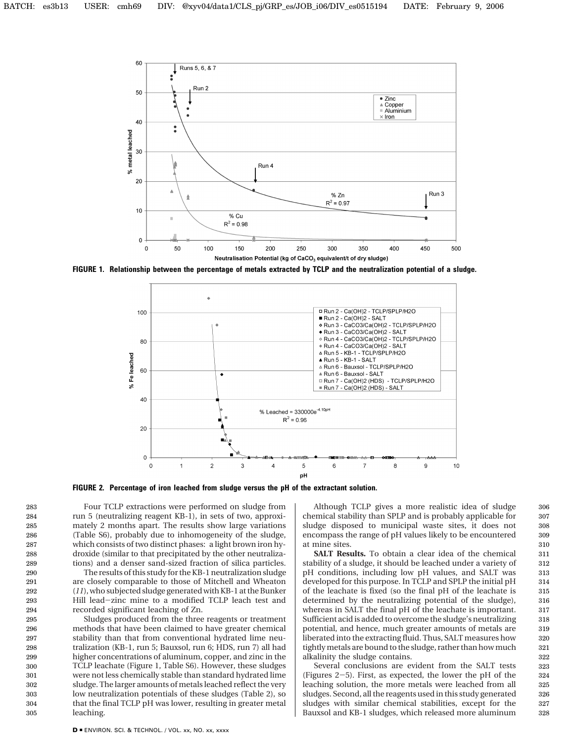FIGURE 1. Relationship between the percentage of metals extracted by TCLP and the neutralization potential of a sludge.

FIGURE 2. Percentage of iron leached from sludge versus the pH of the extractant solution.

Four TCLP extractions were performed on sludge from run 5 (neutralizing reagent KB-1), in sets of two, approximately 2 months apart. The results show large variations (Table S6), probably due to inhomogeneity of the sludge, which consists of two distinct phases: a light brown iron hydroxide (similar to that precipitated by the other neutralizations) and a denser sand-sized fraction of silica particles.

The results of this study for the KB-1 neutralization sludge are closely comparable to those of Mitchell and Wheaton (*11*), who subjected sludge generated with KB-1 at the Bunker Hill lead−zinc mine to a modified TCLP leach test and recorded significant leaching of Zn.

Sludges produced from the three reagents or treatment methods that have been claimed to have greater chemical stability than that from conventional hydrated lime neutralization (KB-1, run 5; Bauxsol, run 6; HDS, run 7) all had higher concentrations of aluminum, copper, and zinc in the TCLP leachate (Figure 1, Table S6). However, these sludges were not less chemically stable than standard hydrated lime sludge. The larger amounts of metals leached reflect the very low neutralization potentials of these sludges (Table 2), so that the final TCLP pH was lower, resulting in greater metal leaching.

Although TCLP gives a more realistic idea of sludge chemical stability than SPLP and is probably applicable for sludge disposed to municipal waste sites, it does not encompass the range of pH values likely to be encountered at mine sites.

**SALT Results.** To obtain a clear idea of the chemical stability of a sludge, it should be leached under a variety of pH conditions, including low pH values, and SALT was developed for this purpose. In TCLP and SPLP the initial pH of the leachate is fixed (so the final pH of the leachate is determined by the neutralizing potential of the sludge), whereas in SALT the final pH of the leachate is important. Sufficient acid is added to overcome the sludge's neutralizing potential, and hence, much greater amounts of metals are liberated into the extracting fluid. Thus, SALT measures how tightly metals are bound to the sludge, rather than how much alkalinity the sludge contains.

Several conclusions are evident from the SALT tests (Figures 2−5). First, as expected, the lower the pH of the leaching solution, the more metals were leached from all sludges. Second, all the reagents used in this study generated sludges with similar chemical stabilities, except for the Bauxsol and KB-1 sludges, which released more aluminum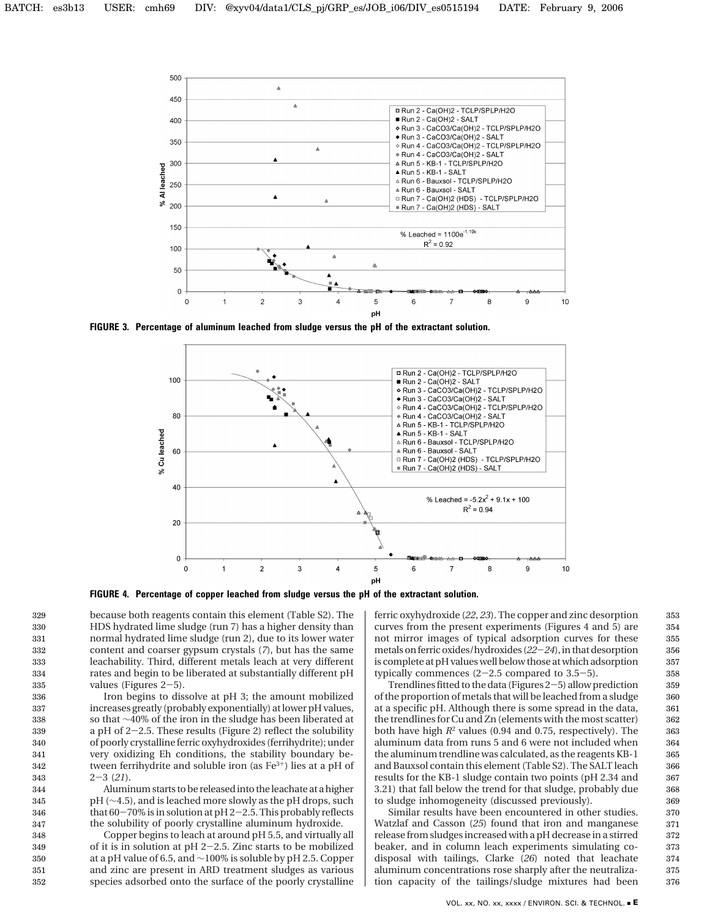FIGURE 3. Percentage of aluminum leached from sludge versus the pH of the extractant solution.

FIGURE 4. Percentage of copper leached from sludge versus the pH of the extractant solution.

because both reagents contain this element (Table S2). The HDS hydrated lime sludge (run 7) has a higher density than normal hydrated lime sludge (run 2), due to its lower water content and coarser gypsum crystals (*7*), but has the same leachability. Third, different metals leach at very different rates and begin to be liberated at substantially different pH values (Figures 2−5).

Iron begins to dissolve at pH 3; the amount mobilized increases greatly (probably exponentially) at lower pH values, so that ~40% of the iron in the sludge has been liberated at a pH of 2−2.5. These results (Figure 2) reflect the solubility of poorly crystalline ferric oxyhydroxides (ferrihydrite); under very oxidizing Eh conditions, the stability boundary between ferrihydrite and soluble iron (as $Fe^{3+}$) lies at a pH of 2−3 (*21*).

Aluminum starts to be released into the leachate at a higher pH (~4.5), and is leached more slowly as the pH drops, such that 60−70% is in solution at pH 2−2.5. This probably reflects the solubility of poorly crystalline aluminum hydroxide.

Copper begins to leach at around pH 5.5, and virtually all of it is in solution at pH 2−2.5. Zinc starts to be mobilized at a pH value of 6.5, and ~100% is soluble by pH 2.5. Copper and zinc are present in ARD treatment sludges as various species adsorbed onto the surface of the poorly crystalline ferric oxyhydroxide (*22*, *23*). The copper and zinc desorption curves from the present experiments (Figures 4 and 5) are not mirror images of typical adsorption curves for these metals on ferric oxides/hydroxides (*22*−*24*), in that desorption is complete at pH values well below those at which adsorption typically commences (2−2.5 compared to 3.5−5).

Trendlines fitted to the data (Figures 2−5) allow prediction of the proportion of metals that will be leached from a sludge at a specific pH. Although there is some spread in the data, the trendlines for Cu and Zn (elements with the most scatter) both have high $R^2$ values (0.94 and 0.75, respectively). The aluminum data from runs 5 and 6 were not included when the aluminum trendline was calculated, as the reagents KB-1 and Bauxsol contain this element (Table S2). The SALT leach results for the KB-1 sludge contain two points (pH 2.34 and 3.21) that fall below the trend for that sludge, probably due to sludge inhomogeneity (discussed previously).

Similar results have been encountered in other studies. Watzlaf and Casson (*25*) found that iron and manganese release from sludges increased with a pH decrease in a stirred beaker, and in column leach experiments simulating co-disposal with tailings, Clarke (*26*) noted that leachate aluminum concentrations rose sharply after the neutralization capacity of the tailings/sludge mixtures had been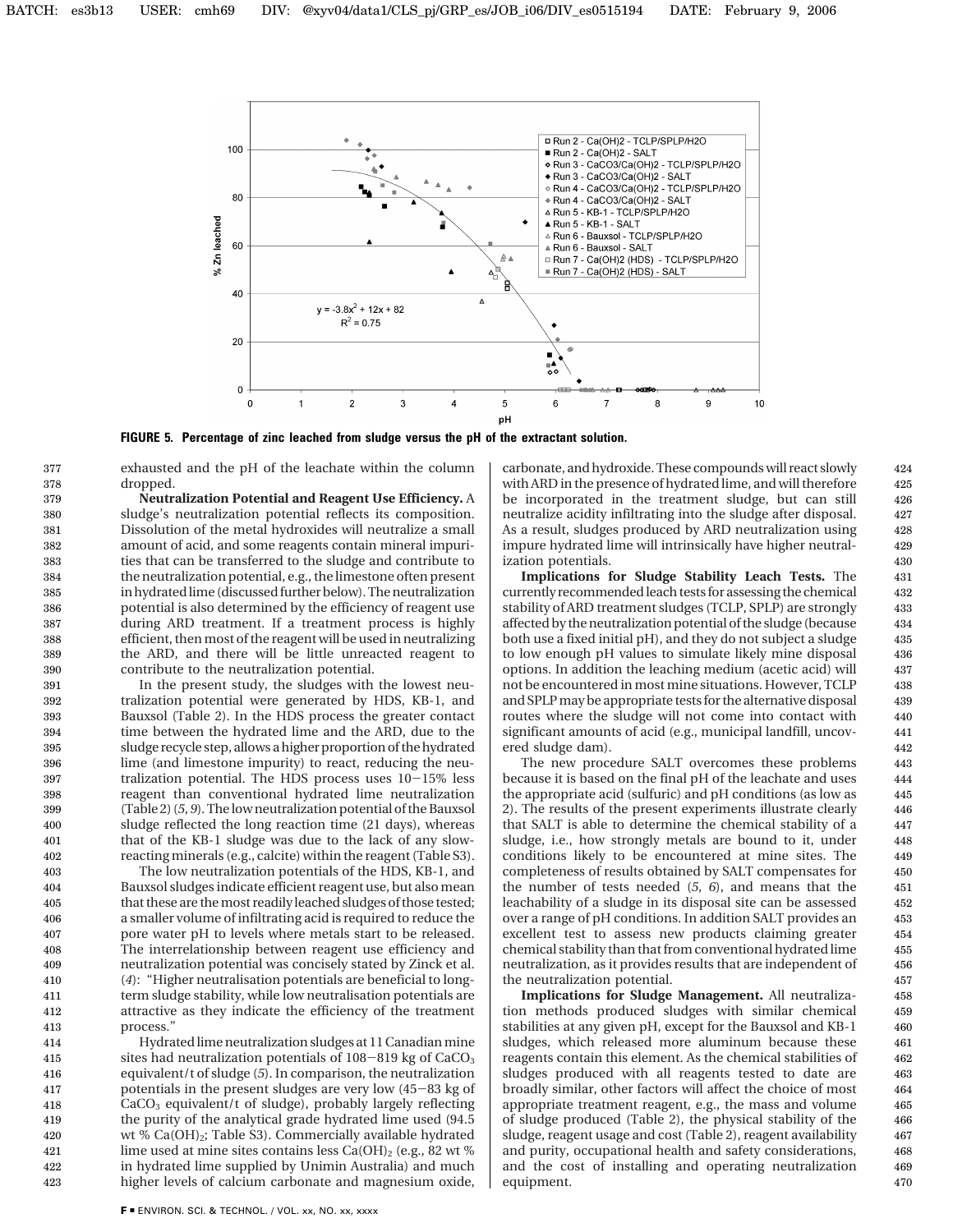**FIGURE 5. Percentage of zinc leached from sludge versus the pH of the extractant solution.**

exhausted and the pH of the leachate within the column dropped.

**Neutralization Potential and Reagent Use Efficiency.** A sludge's neutralization potential reflects its composition. Dissolution of the metal hydroxides will neutralize a small amount of acid, and some reagents contain mineral impurities that can be transferred to the sludge and contribute to the neutralization potential, e.g., the limestone often present in hydrated lime (discussed further below). The neutralization potential is also determined by the efficiency of reagent use during ARD treatment. If a treatment process is highly efficient, then most of the reagent will be used in neutralizing the ARD, and there will be little unreacted reagent to contribute to the neutralization potential.

In the present study, the sludges with the lowest neutralization potential were generated by HDS, KB-1, and Bauxsol (Table 2). In the HDS process the greater contact time between the hydrated lime and the ARD, due to the sludge recycle step, allows a higher proportion of the hydrated lime (and limestone impurity) to react, reducing the neutralization potential. The HDS process uses 10−15% less reagent than conventional hydrated lime neutralization (Table 2) (*5*, *9*). The low neutralization potential of the Bauxsol sludge reflected the long reaction time (21 days), whereas that of the KB-1 sludge was due to the lack of any slow-reacting minerals (e.g., calcite) within the reagent (Table S3).

The low neutralization potentials of the HDS, KB-1, and Bauxsol sludges indicate efficient reagent use, but also mean that these are the most readily leached sludges of those tested; a smaller volume of infiltrating acid is required to reduce the pore water pH to levels where metals start to be released. The interrelationship between reagent use efficiency and neutralization potential was concisely stated by Zinck et al. (*4*): "Higher neutralisation potentials are beneficial to long-term sludge stability, while low neutralisation potentials are attractive as they indicate the efficiency of the treatment process."

Hydrated lime neutralization sludges at 11 Canadian mine sites had neutralization potentials of 108−819 kg of $CaCO_3$ equivalent/t of sludge (*5*). In comparison, the neutralization potentials in the present sludges are very low (45−83 kg of $CaCO_3$ equivalent/t of sludge), probably largely reflecting the purity of the analytical grade hydrated lime used (94.5 wt % $Ca(OH)_2$; Table S3). Commercially available hydrated lime used at mine sites contains less $Ca(OH)_2$ (e.g., 82 wt % in hydrated lime supplied by Unimin Australia) and much higher levels of calcium carbonate and magnesium oxide, carbonate, and hydroxide. These compounds will react slowly with ARD in the presence of hydrated lime, and will therefore be incorporated in the treatment sludge, but can still neutralize acidity infiltrating into the sludge after disposal. As a result, sludges produced by ARD neutralization using impure hydrated lime will intrinsically have higher neutralization potentials.

**Implications for Sludge Stability Leach Tests.** The currently recommended leach tests for assessing the chemical stability of ARD treatment sludges (TCLP, SPLP) are strongly affected by the neutralization potential of the sludge (because both use a fixed initial pH), and they do not subject a sludge to low enough pH values to simulate likely mine disposal options. In addition the leaching medium (acetic acid) will not be encountered in most mine situations. However, TCLP and SPLP may be appropriate tests for the alternative disposal routes where the sludge will not come into contact with significant amounts of acid (e.g., municipal landfill, uncovered sludge dam).

The new procedure SALT overcomes these problems because it is based on the final pH of the leachate and uses the appropriate acid (sulfuric) and pH conditions (as low as 2). The results of the present experiments illustrate clearly that SALT is able to determine the chemical stability of a sludge, i.e., how strongly metals are bound to it, under conditions likely to be encountered at mine sites. The completeness of results obtained by SALT compensates for the number of tests needed (*5*, *6*), and means that the leachability of a sludge in its disposal site can be assessed over a range of pH conditions. In addition SALT provides an excellent test to assess new products claiming greater chemical stability than that from conventional hydrated lime neutralization, as it provides results that are independent of the neutralization potential.

**Implications for Sludge Management.** All neutralization methods produced sludges with similar chemical stabilities at any given pH, except for the Bauxsol and KB-1 sludges, which released more aluminum because these reagents contain this element. As the chemical stabilities of sludges produced with all reagents tested to date are broadly similar, other factors will affect the choice of most appropriate treatment reagent, e.g., the mass and volume of sludge produced (Table 2), the physical stability of the sludge, reagent usage and cost (Table 2), reagent availability and purity, occupational health and safety considerations, and the cost of installing and operating neutralization equipment.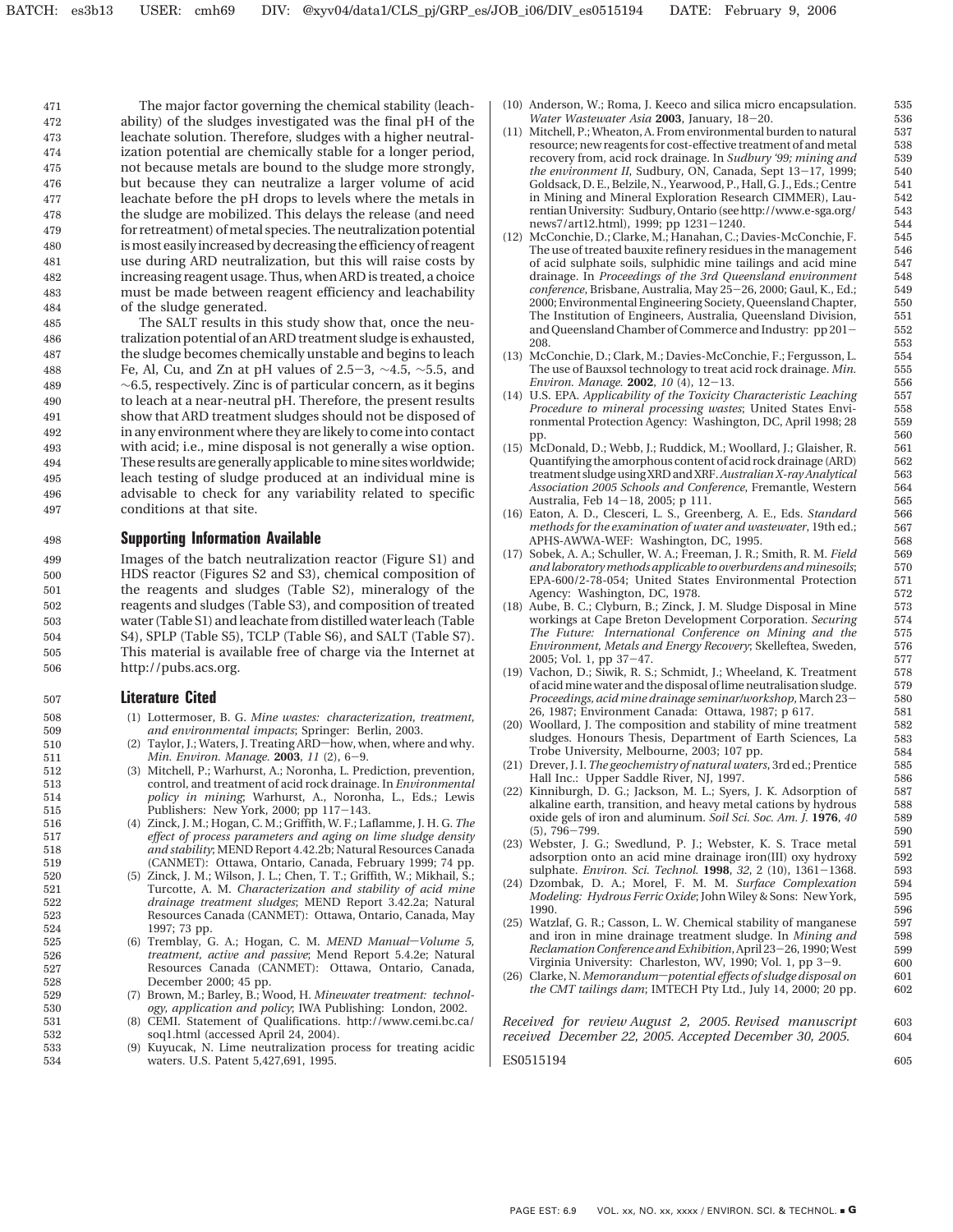The major factor governing the chemical stability (leachability) of the sludges investigated was the final pH of the leachate solution. Therefore, sludges with a higher neutralization potential are chemically stable for a longer period, not because metals are bound to the sludge more strongly, but because they can neutralize a larger volume of acid leachate before the pH drops to levels where the metals in the sludge are mobilized. This delays the release (and need for retreatment) of metal species. The neutralization potential is most easily increased by decreasing the efficiency of reagent use during ARD neutralization, but this will raise costs by increasing reagent usage. Thus, when ARD is treated, a choice must be made between reagent efficiency and leachability of the sludge generated.

The SALT results in this study show that, once the neutralization potential of an ARD treatment sludge is exhausted, the sludge becomes chemically unstable and begins to leach Fe, Al, Cu, and Zn at pH values of 2.5−3, ∼4.5, ∼5.5, and ∼6.5, respectively. Zinc is of particular concern, as it begins to leach at a near-neutral pH. Therefore, the present results show that ARD treatment sludges should not be disposed of in any environment where they are likely to come into contact with acid; i.e., mine disposal is not generally a wise option. These results are generally applicable to mine sites worldwide; leach testing of sludge produced at an individual mine is advisable to check for any variability related to specific conditions at that site.

## Supporting Information Available

Images of the batch neutralization reactor (Figure S1) and HDS reactor (Figures S2 and S3), chemical composition of the reagents and sludges (Table S2), mineralogy of the reagents and sludges (Table S3), and composition of treated water (Table S1) and leachate from distilled water leach (Table S4), SPLP (Table S5), TCLP (Table S6), and SALT (Table S7). This material is available free of charge via the Internet at http://pubs.acs.org.

## Literature Cited

(1) Lottermoser, B. G. *Mine wastes: characterization, treatment, and environmental impacts*; Springer: Berlin, 2003.

(2) Taylor, J.; Waters, J. Treating ARD—how, when, where and why. *Min. Environ. Manage.* **2003**, *11* (2), 6−9.

(3) Mitchell, P.; Warhurst, A.; Noronha, L. Prediction, prevention, control, and treatment of acid rock drainage. In *Environmental policy in mining*; Warhurst, A., Noronha, L., Eds.; Lewis Publishers: New York, 2000; pp 117−143.

(4) Zinck, J. M.; Hogan, C. M.; Griffith, W. F.; Laflamme, J. H. G. *The effect of process parameters and aging on lime sludge density and stability*; MEND Report 4.42.2b; Natural Resources Canada (CANMET): Ottawa, Ontario, Canada, February 1999; 74 pp.

(5) Zinck, J. M.; Wilson, J. L.; Chen, T. T.; Griffith, W.; Mikhail, S.; Turcotte, A. M. *Characterization and stability of acid mine drainage treatment sludges*; MEND Report 3.42.2a; Natural Resources Canada (CANMET): Ottawa, Ontario, Canada, May 1997; 73 pp.

(6) Tremblay, G. A.; Hogan, C. M. *MEND Manual—Volume 5, treatment, active and passive*; Mend Report 5.4.2e; Natural Resources Canada (CANMET): Ottawa, Ontario, Canada, December 2000; 45 pp.

(7) Brown, M.; Barley, B.; Wood, H. *Minewater treatment: technology, application and policy*; IWA Publishing: London, 2002.

(8) CEMI. Statement of Qualifications. http://www.cemi.bc.ca/soq1.html (accessed April 24, 2004).

(9) Kuyucak, N. Lime neutralization process for treating acidic waters. U.S. Patent 5,427,691, 1995.

(10) Anderson, W.; Roma, J. Keeco and silica micro encapsulation. *Water Wastewater Asia* **2003**, January, 18−20.

(11) Mitchell, P.; Wheaton, A. From environmental burden to natural resource; new reagents for cost-effective treatment of and metal recovery from, acid rock drainage. In *Sudbury '99; mining and the environment II*, Sudbury, ON, Canada, Sept 13−17, 1999; Goldsack, D. E., Belzile, N., Yearwood, P., Hall, G. J., Eds.; Centre in Mining and Mineral Exploration Research CIMMER), Laurentian University: Sudbury, Ontario (see http://www.e-sga.org/news7/art12.html), 1999; pp 1231−1240.

(12) McConchie, D.; Clarke, M.; Hanahan, C.; Davies-McConchie, F. The use of treated bauxite refinery residues in the management of acid sulphate soils, sulphidic mine tailings and acid mine drainage. In *Proceedings of the 3rd Queensland environment conference*, Brisbane, Australia, May 25−26, 2000; Gaul, K., Ed.; 2000; Environmental Engineering Society, Queensland Chapter, The Institution of Engineers, Australia, Queensland Division, and Queensland Chamber of Commerce and Industry: pp 201−208.

(13) McConchie, D.; Clark, M.; Davies-McConchie, F.; Fergusson, L. The use of Bauxsol technology to treat acid rock drainage. *Min. Environ. Manage.* **2002**, *10* (4), 12−13.

(14) U.S. EPA. *Applicability of the Toxicity Characteristic Leaching Procedure to mineral processing wastes*; United States Environmental Protection Agency: Washington, DC, April 1998; 28 pp.

(15) McDonald, D.; Webb, J.; Ruddick, M.; Woollard, J.; Glaisher, R. Quantifying the amorphous content of acid rock drainage (ARD) treatment sludge using XRD and XRF. *Australian X-ray Analytical Association 2005 Schools and Conference*, Fremantle, Western Australia, Feb 14−18, 2005; p 111.

(16) Eaton, A. D., Clesceri, L. S., Greenberg, A. E., Eds. *Standard methods for the examination of water and wastewater*, 19th ed.; APHS-AWWA-WEF: Washington, DC, 1995.

(17) Sobek, A. A.; Schuller, W. A.; Freeman, J. R.; Smith, R. M. *Field and laboratory methods applicable to overburdens and minesoils*; EPA-600/2-78-054; United States Environmental Protection Agency: Washington, DC, 1978.

(18) Aube, B. C.; Clyburn, B.; Zinck, J. M. Sludge Disposal in Mine workings at Cape Breton Development Corporation. *Securing The Future: International Conference on Mining and the Environment, Metals and Energy Recovery*; Skelleftea, Sweden, 2005; Vol. 1, pp 37−47.

(19) Vachon, D.; Siwik, R. S.; Schmidt, J.; Wheeland, K. Treatment of acid mine water and the disposal of lime neutralisation sludge. *Proceedings, acid mine drainage seminar/workshop*, March 23−26, 1987; Environment Canada: Ottawa, 1987; p 617.

(20) Woollard, J. The composition and stability of mine treatment sludges. Honours Thesis, Department of Earth Sciences, La Trobe University, Melbourne, 2003; 107 pp.

(21) Drever, J. I. *The geochemistry of natural waters*, 3rd ed.; Prentice Hall Inc.: Upper Saddle River, NJ, 1997.

(22) Kinniburgh, D. G.; Jackson, M. L.; Syers, J. K. Adsorption of alkaline earth, transition, and heavy metal cations by hydrous oxide gels of iron and aluminum. *Soil Sci. Soc. Am. J.* **1976**, *40* (5), 796−799.

(23) Webster, J. G.; Swedlund, P. J.; Webster, K. S. Trace metal adsorption onto an acid mine drainage iron(III) oxy hydroxy sulphate. *Environ. Sci. Technol.* **1998**, *32*, 2 (10), 1361−1368.

(24) Dzombak, D. A.; Morel, F. M. M. *Surface Complexation Modeling: Hydrous Ferric Oxide*; John Wiley & Sons: New York, 1990.

(25) Watzlaf, G. R.; Casson, L. W. Chemical stability of manganese and iron in mine drainage treatment sludge. In *Mining and Reclamation Conference and Exhibition*, April 23−26, 1990; West Virginia University: Charleston, WV, 1990; Vol. 1, pp 3−9.

(26) Clarke, N. *Memorandum—potential effects of sludge disposal on the CMT tailings dam*; IMTECH Pty Ltd., July 14, 2000; 20 pp.

*Received for review August 2, 2005. Revised manuscript received December 22, 2005. Accepted December 30, 2005.*

ES0515194